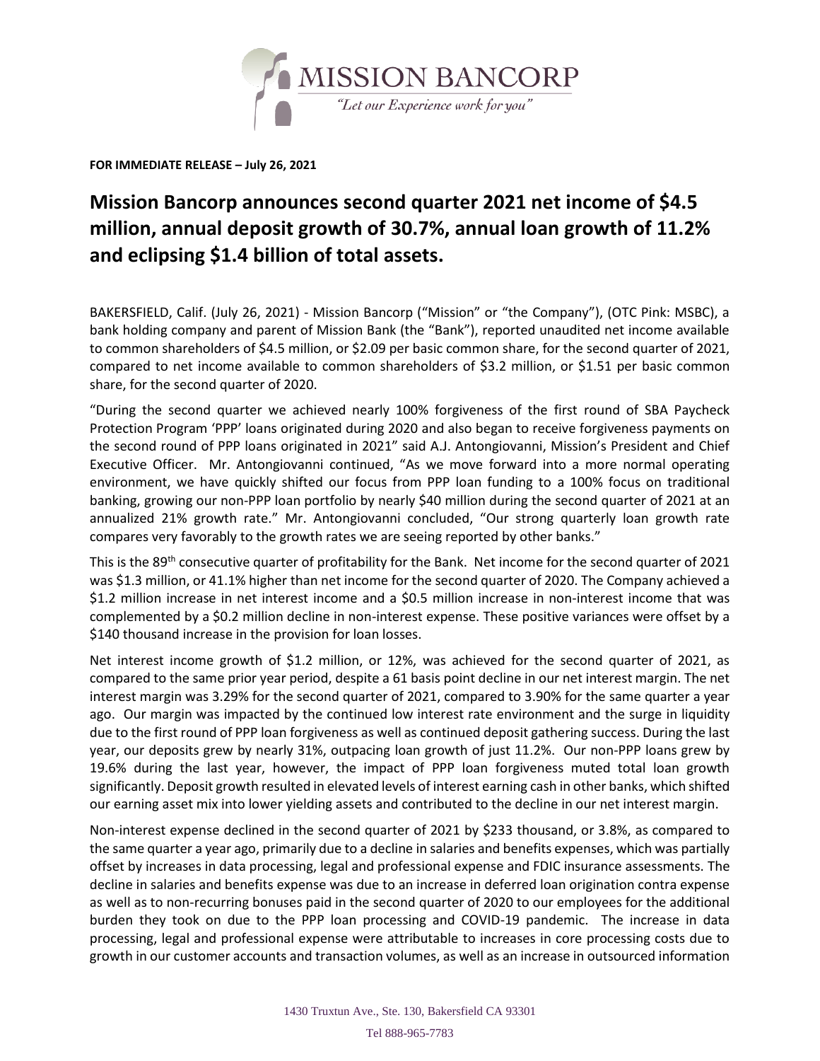**FOR IMMEDIATE RELEASE – July 26, 2021**

# Mission Bancorp announces second quarter 2021 net income of $4.5 million, annual deposit growth of 30.7%, annual loan growth of 11.2% and eclipsing $1.4 billion of total assets.

BAKERSFIELD, Calif. (July 26, 2021) - Mission Bancorp ("Mission" or "the Company"), (OTC Pink: MSBC), a bank holding company and parent of Mission Bank (the "Bank"), reported unaudited net income available to common shareholders of $4.5 million, or $2.09 per basic common share, for the second quarter of 2021, compared to net income available to common shareholders of $3.2 million, or $1.51 per basic common share, for the second quarter of 2020.

"During the second quarter we achieved nearly 100% forgiveness of the first round of SBA Paycheck Protection Program 'PPP' loans originated during 2020 and also began to receive forgiveness payments on the second round of PPP loans originated in 2021" said A.J. Antongiovanni, Mission's President and Chief Executive Officer. Mr. Antongiovanni continued, "As we move forward into a more normal operating environment, we have quickly shifted our focus from PPP loan funding to a 100% focus on traditional banking, growing our non-PPP loan portfolio by nearly $40 million during the second quarter of 2021 at an annualized 21% growth rate." Mr. Antongiovanni concluded, "Our strong quarterly loan growth rate compares very favorably to the growth rates we are seeing reported by other banks."

This is the 89th consecutive quarter of profitability for the Bank. Net income for the second quarter of 2021 was $1.3 million, or 41.1% higher than net income for the second quarter of 2020. The Company achieved a $1.2 million increase in net interest income and a $0.5 million increase in non-interest income that was complemented by a $0.2 million decline in non-interest expense. These positive variances were offset by a $140 thousand increase in the provision for loan losses.

Net interest income growth of $1.2 million, or 12%, was achieved for the second quarter of 2021, as compared to the same prior year period, despite a 61 basis point decline in our net interest margin. The net interest margin was 3.29% for the second quarter of 2021, compared to 3.90% for the same quarter a year ago. Our margin was impacted by the continued low interest rate environment and the surge in liquidity due to the first round of PPP loan forgiveness as well as continued deposit gathering success. During the last year, our deposits grew by nearly 31%, outpacing loan growth of just 11.2%. Our non-PPP loans grew by 19.6% during the last year, however, the impact of PPP loan forgiveness muted total loan growth significantly. Deposit growth resulted in elevated levels of interest earning cash in other banks, which shifted our earning asset mix into lower yielding assets and contributed to the decline in our net interest margin.

Non-interest expense declined in the second quarter of 2021 by $233 thousand, or 3.8%, as compared to the same quarter a year ago, primarily due to a decline in salaries and benefits expenses, which was partially offset by increases in data processing, legal and professional expense and FDIC insurance assessments. The decline in salaries and benefits expense was due to an increase in deferred loan origination contra expense as well as to non-recurring bonuses paid in the second quarter of 2020 to our employees for the additional burden they took on due to the PPP loan processing and COVID-19 pandemic. The increase in data processing, legal and professional expense were attributable to increases in core processing costs due to growth in our customer accounts and transaction volumes, as well as an increase in outsourced information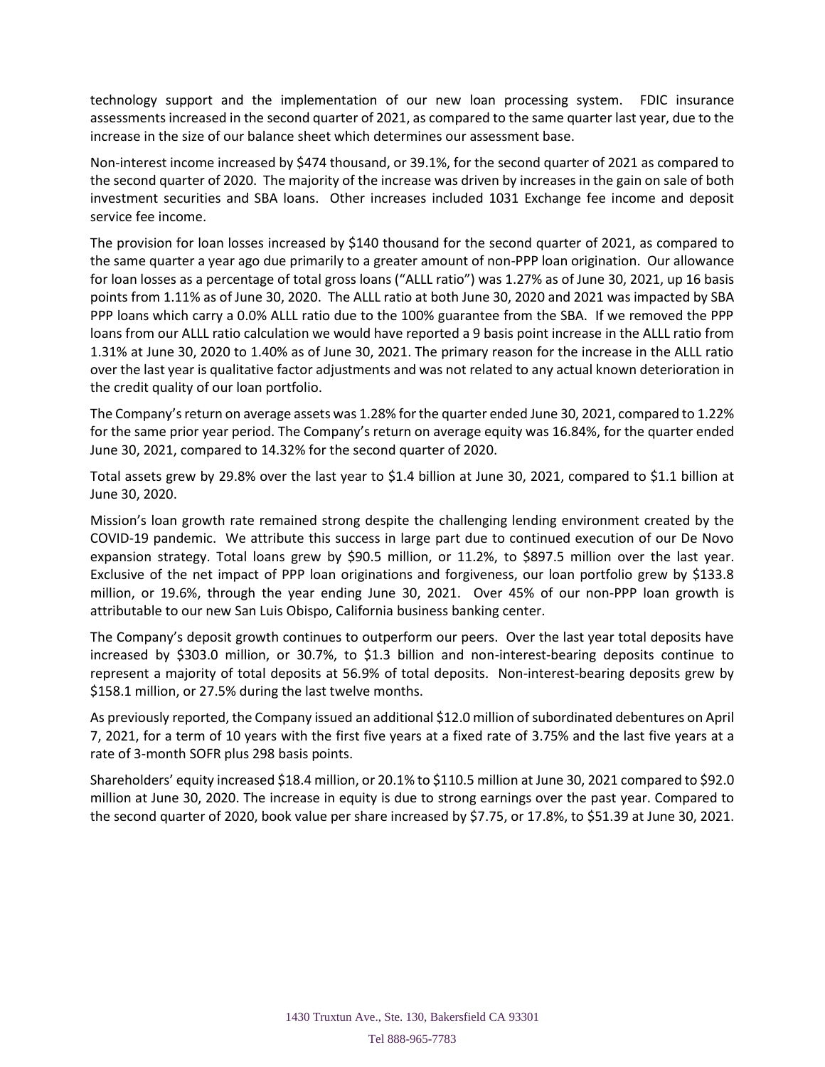technology support and the implementation of our new loan processing system. FDIC insurance assessments increased in the second quarter of 2021, as compared to the same quarter last year, due to the increase in the size of our balance sheet which determines our assessment base.

Non-interest income increased by $474 thousand, or 39.1%, for the second quarter of 2021 as compared to the second quarter of 2020. The majority of the increase was driven by increases in the gain on sale of both investment securities and SBA loans. Other increases included 1031 Exchange fee income and deposit service fee income.

The provision for loan losses increased by $140 thousand for the second quarter of 2021, as compared to the same quarter a year ago due primarily to a greater amount of non-PPP loan origination. Our allowance for loan losses as a percentage of total gross loans ("ALLL ratio") was 1.27% as of June 30, 2021, up 16 basis points from 1.11% as of June 30, 2020. The ALLL ratio at both June 30, 2020 and 2021 was impacted by SBA PPP loans which carry a 0.0% ALLL ratio due to the 100% guarantee from the SBA. If we removed the PPP loans from our ALLL ratio calculation we would have reported a 9 basis point increase in the ALLL ratio from 1.31% at June 30, 2020 to 1.40% as of June 30, 2021. The primary reason for the increase in the ALLL ratio over the last year is qualitative factor adjustments and was not related to any actual known deterioration in the credit quality of our loan portfolio.

The Company's return on average assets was 1.28% for the quarter ended June 30, 2021, compared to 1.22% for the same prior year period. The Company's return on average equity was 16.84%, for the quarter ended June 30, 2021, compared to 14.32% for the second quarter of 2020.

Total assets grew by 29.8% over the last year to $1.4 billion at June 30, 2021, compared to $1.1 billion at June 30, 2020.

Mission's loan growth rate remained strong despite the challenging lending environment created by the COVID-19 pandemic. We attribute this success in large part due to continued execution of our De Novo expansion strategy. Total loans grew by $90.5 million, or 11.2%, to $897.5 million over the last year. Exclusive of the net impact of PPP loan originations and forgiveness, our loan portfolio grew by $133.8 million, or 19.6%, through the year ending June 30, 2021. Over 45% of our non-PPP loan growth is attributable to our new San Luis Obispo, California business banking center.

The Company's deposit growth continues to outperform our peers. Over the last year total deposits have increased by $303.0 million, or 30.7%, to $1.3 billion and non-interest-bearing deposits continue to represent a majority of total deposits at 56.9% of total deposits. Non-interest-bearing deposits grew by $158.1 million, or 27.5% during the last twelve months.

As previously reported, the Company issued an additional $12.0 million of subordinated debentures on April 7, 2021, for a term of 10 years with the first five years at a fixed rate of 3.75% and the last five years at a rate of 3-month SOFR plus 298 basis points.

Shareholders' equity increased $18.4 million, or 20.1% to $110.5 million at June 30, 2021 compared to $92.0 million at June 30, 2020. The increase in equity is due to strong earnings over the past year. Compared to the second quarter of 2020, book value per share increased by $7.75, or 17.8%, to $51.39 at June 30, 2021.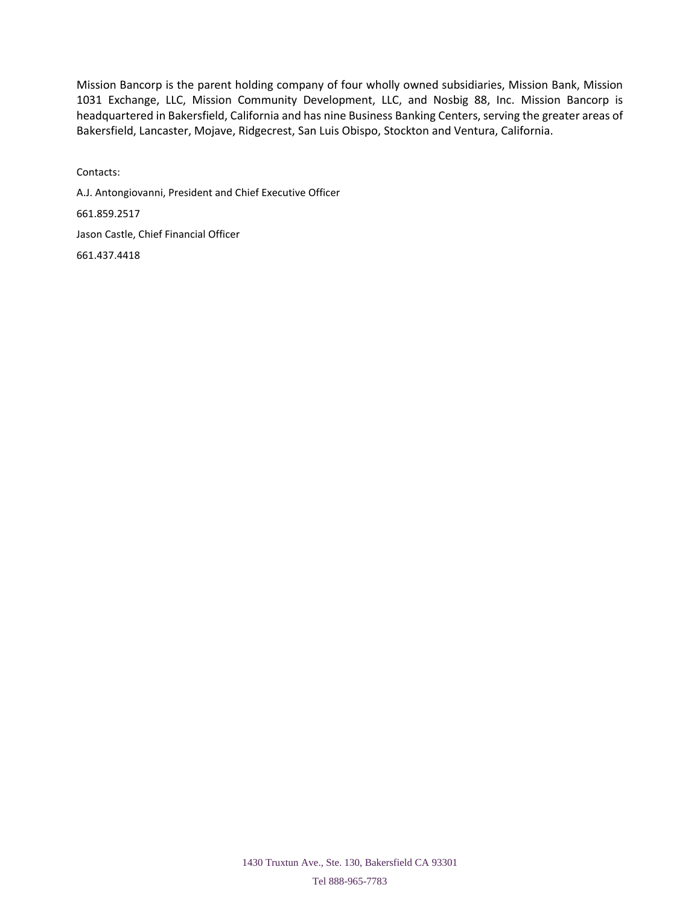Mission Bancorp is the parent holding company of four wholly owned subsidiaries, Mission Bank, Mission 1031 Exchange, LLC, Mission Community Development, LLC, and Nosbig 88, Inc. Mission Bancorp is headquartered in Bakersfield, California and has nine Business Banking Centers, serving the greater areas of Bakersfield, Lancaster, Mojave, Ridgecrest, San Luis Obispo, Stockton and Ventura, California.

Contacts:

A.J. Antongiovanni, President and Chief Executive Officer

661.859.2517

Jason Castle, Chief Financial Officer

661.437.4418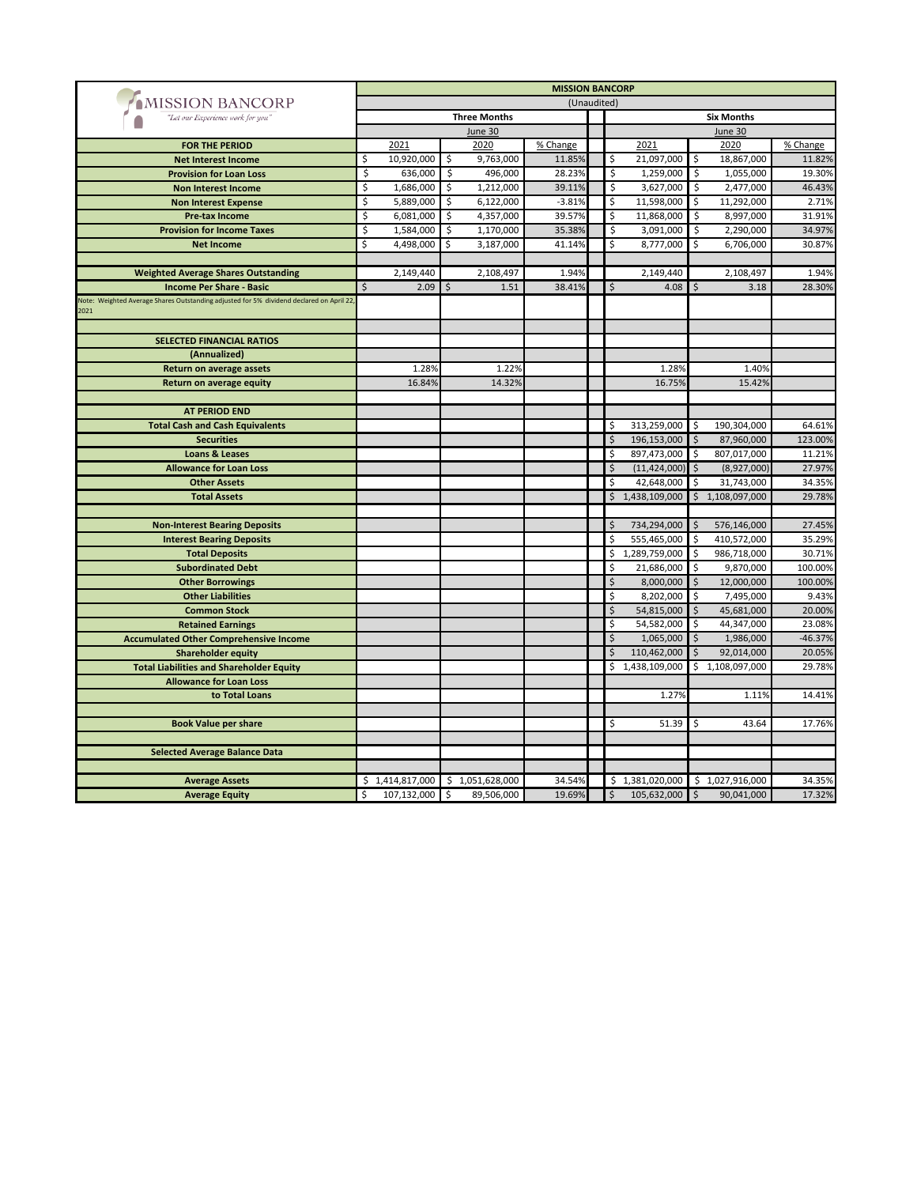MISSION BANCORP

"Let our Experience work for you"

| | MISSION BANCORP | | | | | | |
|---|---|---|---|---|---|---|---|
| | (Unaudited) | | | | | | |
| | Three Months | | | | Six Months | | |
| | June 30 | | | | June 30 | | |
| **FOR THE PERIOD** | 2021 | 2020 | % Change | | 2021 | 2020 | % Change |
| **Net Interest Income** | $ 10,920,000 | $ 9,763,000 | 11.85% | | $ 21,097,000 | $ 18,867,000 | 11.82% |
| **Provision for Loan Loss** | $ 636,000 | $ 496,000 | 28.23% | | $ 1,259,000 | $ 1,055,000 | 19.30% |
| **Non Interest Income** | $ 1,686,000 | $ 1,212,000 | 39.11% | | $ 3,627,000 | $ 2,477,000 | 46.43% |
| **Non Interest Expense** | $ 5,889,000 | $ 6,122,000 | -3.81% | | $ 11,598,000 | $ 11,292,000 | 2.71% |
| **Pre-tax Income** | $ 6,081,000 | $ 4,357,000 | 39.57% | | $ 11,868,000 | $ 8,997,000 | 31.91% |
| **Provision for Income Taxes** | $ 1,584,000 | $ 1,170,000 | 35.38% | | $ 3,091,000 | $ 2,290,000 | 34.97% |
| **Net Income** | $ 4,498,000 | $ 3,187,000 | 41.14% | | $ 8,777,000 | $ 6,706,000 | 30.87% |
| | | | | | | | |
| **Weighted Average Shares Outstanding** | 2,149,440 | 2,108,497 | 1.94% | | 2,149,440 | 2,108,497 | 1.94% |
| **Income Per Share - Basic** | $ 2.09 | $ 1.51 | 38.41% | | $ 4.08 | $ 3.18 | 28.30% |
| Note: Weighted Average Shares Outstanding adjusted for 5% dividend declared on April 22, 2021 | | | | | | | |
| | | | | | | | |
| **SELECTED FINANCIAL RATIOS** | | | | | | | |
| **(Annualized)** | | | | | | | |
| **Return on average assets** | 1.28% | 1.22% | | | 1.28% | 1.40% | |
| **Return on average equity** | 16.84% | 14.32% | | | 16.75% | 15.42% | |
| | | | | | | | |
| **AT PERIOD END** | | | | | | | |
| **Total Cash and Cash Equivalents** | | | | | $ 313,259,000 | $ 190,304,000 | 64.61% |
| **Securities** | | | | | $ 196,153,000 | $ 87,960,000 | 123.00% |
| **Loans & Leases** | | | | | $ 897,473,000 | $ 807,017,000 | 11.21% |
| **Allowance for Loan Loss** | | | | | $ (11,424,000) | $ (8,927,000) | 27.97% |
| **Other Assets** | | | | | $ 42,648,000 | $ 31,743,000 | 34.35% |
| **Total Assets** | | | | | $ 1,438,109,000 | $ 1,108,097,000 | 29.78% |
| | | | | | | | |
| **Non-Interest Bearing Deposits** | | | | | $ 734,294,000 | $ 576,146,000 | 27.45% |
| **Interest Bearing Deposits** | | | | | $ 555,465,000 | $ 410,572,000 | 35.29% |
| **Total Deposits** | | | | | $ 1,289,759,000 | $ 986,718,000 | 30.71% |
| **Subordinated Debt** | | | | | $ 21,686,000 | $ 9,870,000 | 100.00% |
| **Other Borrowings** | | | | | $ 8,000,000 | $ 12,000,000 | 100.00% |
| **Other Liabilities** | | | | | $ 8,202,000 | $ 7,495,000 | 9.43% |
| **Common Stock** | | | | | $ 54,815,000 | $ 45,681,000 | 20.00% |
| **Retained Earnings** | | | | | $ 54,582,000 | $ 44,347,000 | 23.08% |
| **Accumulated Other Comprehensive Income** | | | | | $ 1,065,000 | $ 1,986,000 | -46.37% |
| **Shareholder equity** | | | | | $ 110,462,000 | $ 92,014,000 | 20.05% |
| **Total Liabilities and Shareholder Equity** | | | | | $ 1,438,109,000 | $ 1,108,097,000 | 29.78% |
| **Allowance for Loan Loss to Total Loans** | | | | | 1.27% | 1.11% | 14.41% |
| | | | | | | | |
| **Book Value per share** | | | | | $ 51.39 | $ 43.64 | 17.76% |
| | | | | | | | |
| **Selected Average Balance Data** | | | | | | | |
| | | | | | | | |
| **Average Assets** | $ 1,414,817,000 | $ 1,051,628,000 | 34.54% | | $ 1,381,020,000 | $ 1,027,916,000 | 34.35% |
| **Average Equity** | $ 107,132,000 | $ 89,506,000 | 19.69% | | $ 105,632,000 | $ 90,041,000 | 17.32% |